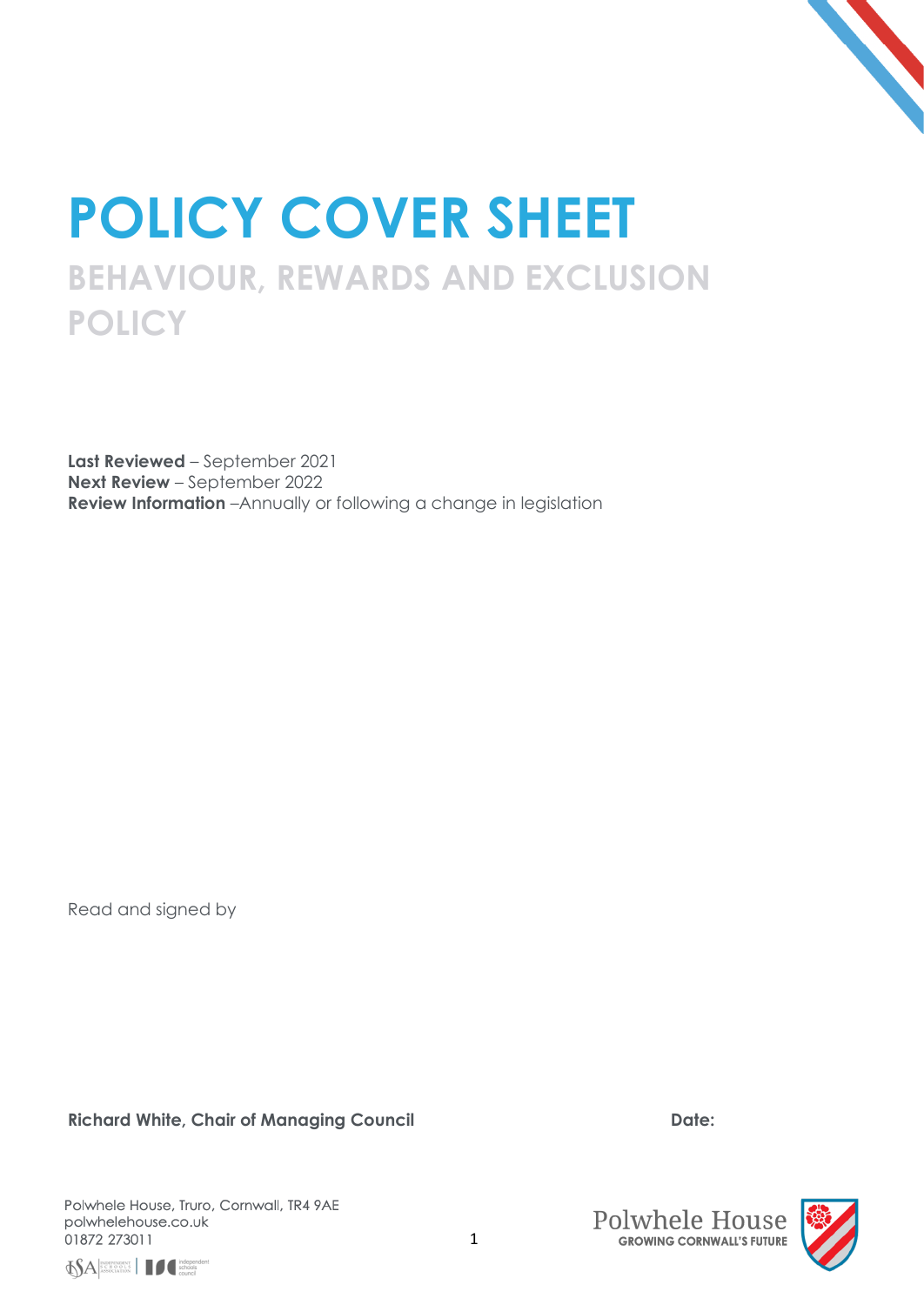# POLICY COVER SHEET

## BEHAVIOUR, REWARDS AND EXCLUSION POLICY

**Last Reviewed** – September 2021
**Next Review** – September 2022
**Review Information** –Annually or following a change in legislation

Read and signed by

**Richard White, Chair of Managing Council** **Date:**

Polwhele House, Truro, Cornwall, TR4 9AE
polwhelehouse.co.uk
01872 273011

Polwhele House
GROWING CORNWALL'S FUTURE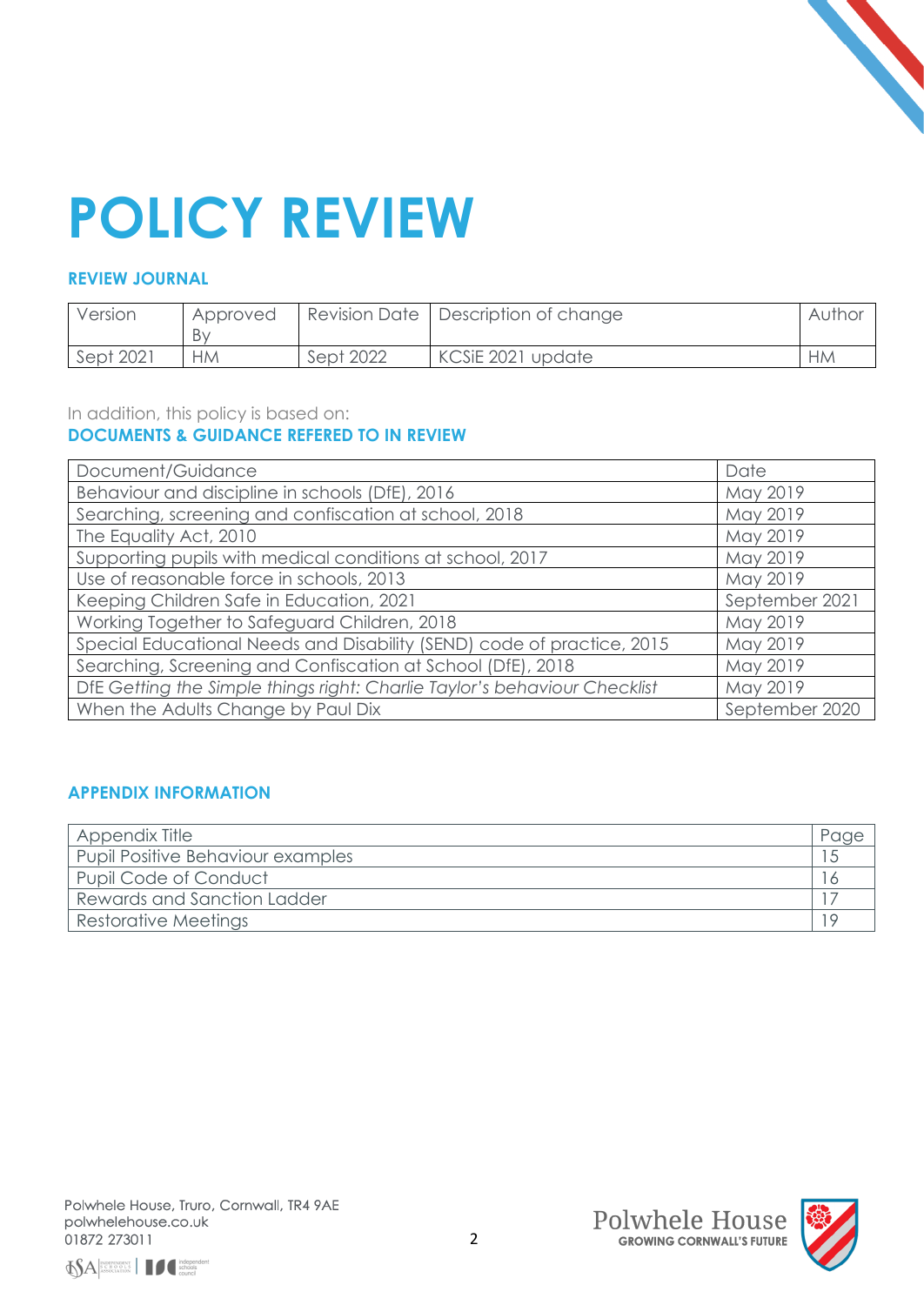# POLICY REVIEW

## REVIEW JOURNAL

| Version | Approved By | Revision Date | Description of change | Author |
|---|---|---|---|---|
| Sept 2021 | HM | Sept 2022 | KCSiE 2021 update | HM |

In addition, this policy is based on:

## DOCUMENTS & GUIDANCE REFERED TO IN REVIEW

| Document/Guidance | Date |
|---|---|
| Behaviour and discipline in schools (DfE), 2016 | May 2019 |
| Searching, screening and confiscation at school, 2018 | May 2019 |
| The Equality Act, 2010 | May 2019 |
| Supporting pupils with medical conditions at school, 2017 | May 2019 |
| Use of reasonable force in schools, 2013 | May 2019 |
| Keeping Children Safe in Education, 2021 | September 2021 |
| Working Together to Safeguard Children, 2018 | May 2019 |
| Special Educational Needs and Disability (SEND) code of practice, 2015 | May 2019 |
| Searching, Screening and Confiscation at School (DfE), 2018 | May 2019 |
| DfE *Getting the Simple things right: Charlie Taylor's behaviour Checklist* | May 2019 |
| When the Adults Change by Paul Dix | September 2020 |

## APPENDIX INFORMATION

| Appendix Title | Page |
|---|---|
| Pupil Positive Behaviour examples | 15 |
| Pupil Code of Conduct | 16 |
| Rewards and Sanction Ladder | 17 |
| Restorative Meetings | 19 |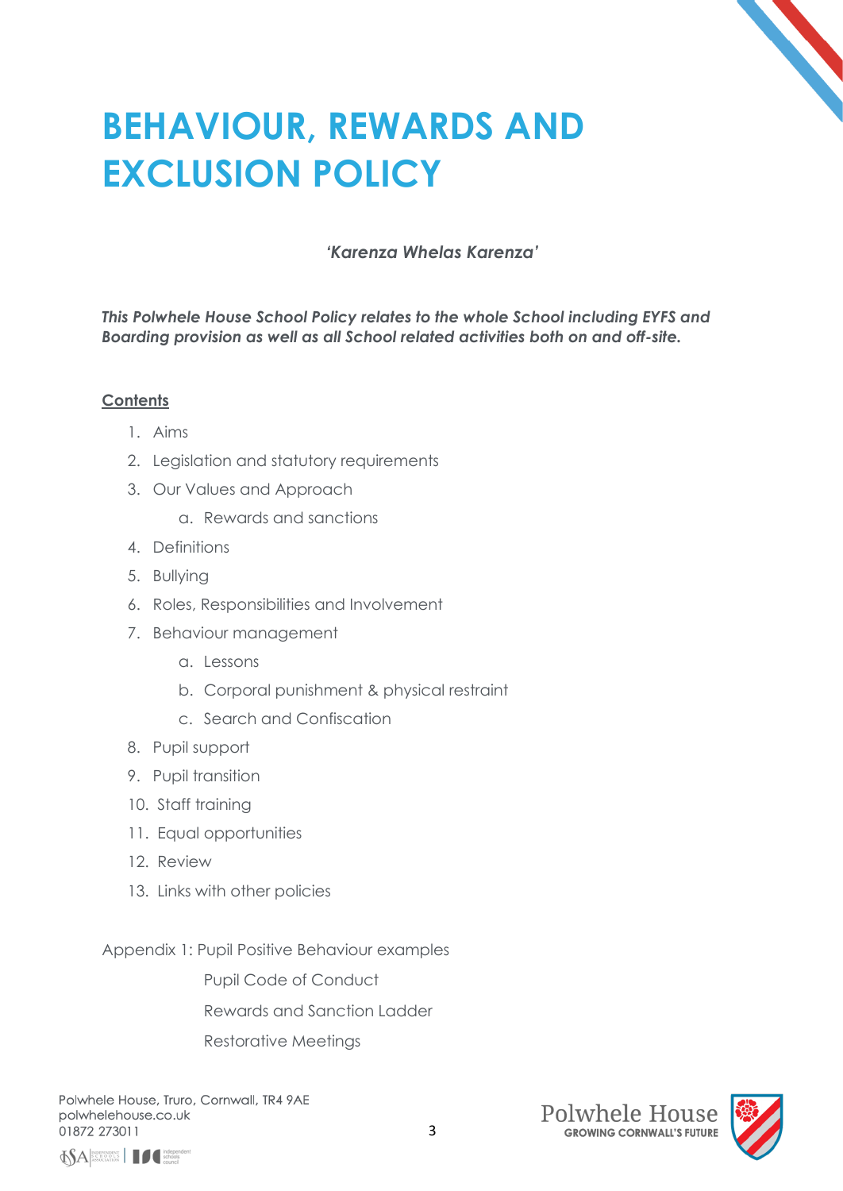# BEHAVIOUR, REWARDS AND EXCLUSION POLICY

*'Karenza Whelas Karenza'*

***This Polwhele House School Policy relates to the whole School including EYFS and Boarding provision as well as all School related activities both on and off-site.***

<u>**Contents**</u>

1. Aims
2. Legislation and statutory requirements
3. Our Values and Approach
    a. Rewards and sanctions
4. Definitions
5. Bullying
6. Roles, Responsibilities and Involvement
7. Behaviour management
    a. Lessons
    b. Corporal punishment & physical restraint
    c. Search and Confiscation
8. Pupil support
9. Pupil transition
10. Staff training
11. Equal opportunities
12. Review
13. Links with other policies

Appendix 1: Pupil Positive Behaviour examples

Pupil Code of Conduct

Rewards and Sanction Ladder

Restorative Meetings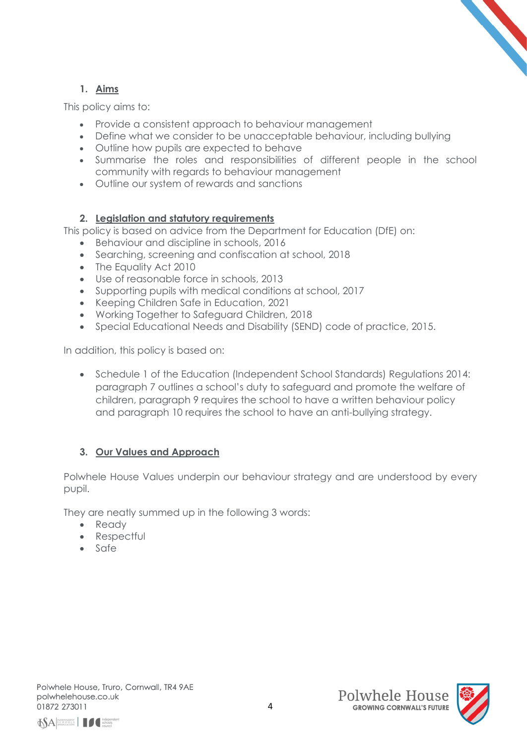## 1. Aims

This policy aims to:

- Provide a consistent approach to behaviour management
- Define what we consider to be unacceptable behaviour, including bullying
- Outline how pupils are expected to behave
- Summarise the roles and responsibilities of different people in the school community with regards to behaviour management
- Outline our system of rewards and sanctions

## 2. Legislation and statutory requirements

This policy is based on advice from the Department for Education (DfE) on:

- Behaviour and discipline in schools, 2016
- Searching, screening and confiscation at school, 2018
- The Equality Act 2010
- Use of reasonable force in schools, 2013
- Supporting pupils with medical conditions at school, 2017
- Keeping Children Safe in Education, 2021
- Working Together to Safeguard Children, 2018
- Special Educational Needs and Disability (SEND) code of practice, 2015.

In addition, this policy is based on:

- Schedule 1 of the Education (Independent School Standards) Regulations 2014: paragraph 7 outlines a school's duty to safeguard and promote the welfare of children, paragraph 9 requires the school to have a written behaviour policy and paragraph 10 requires the school to have an anti-bullying strategy.

## 3. Our Values and Approach

Polwhele House Values underpin our behaviour strategy and are understood by every pupil.

They are neatly summed up in the following 3 words:

- Ready
- Respectful
- Safe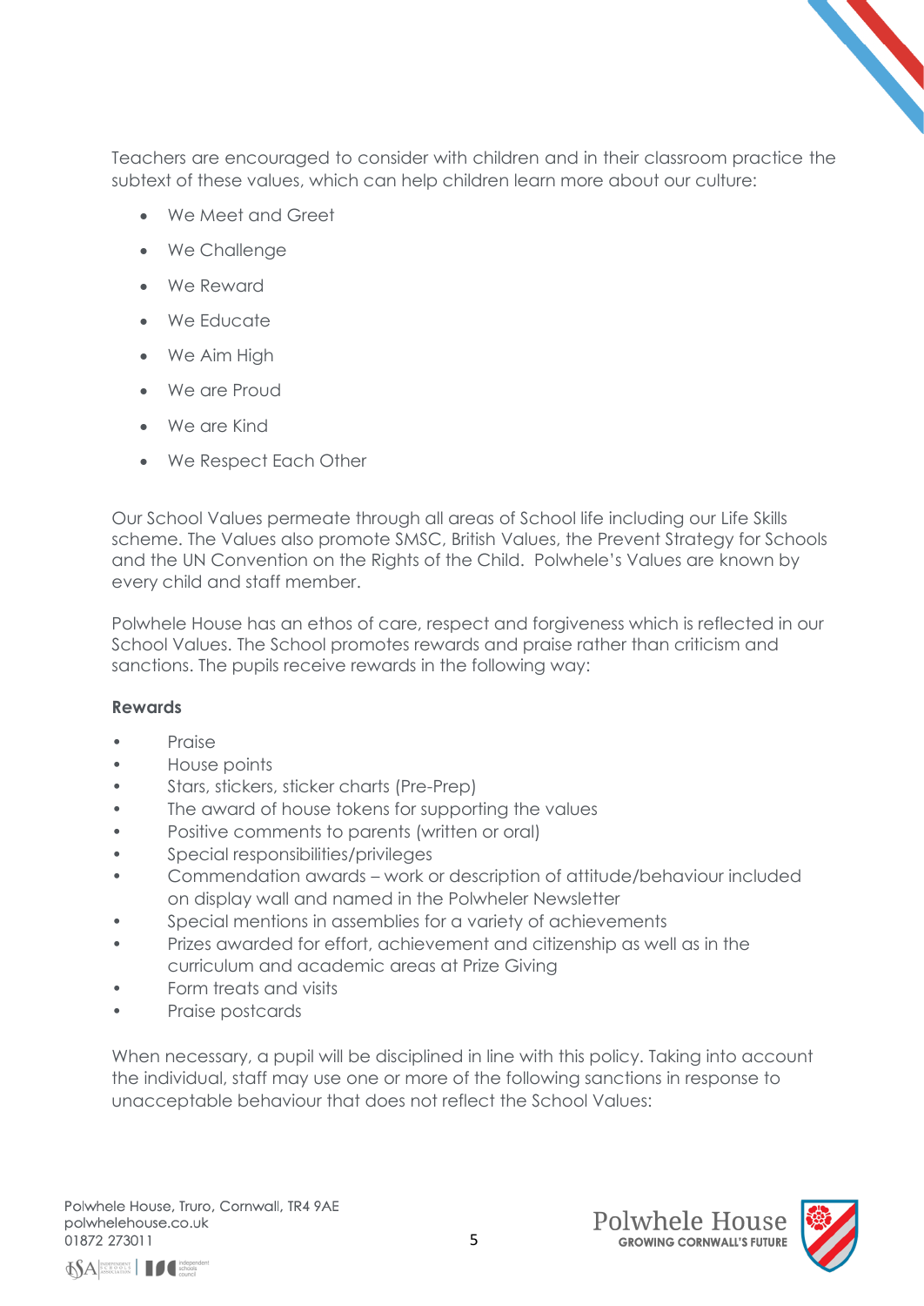Teachers are encouraged to consider with children and in their classroom practice the subtext of these values, which can help children learn more about our culture:

- We Meet and Greet
- We Challenge
- We Reward
- We Educate
- We Aim High
- We are Proud
- We are Kind
- We Respect Each Other

Our School Values permeate through all areas of School life including our Life Skills scheme. The Values also promote SMSC, British Values, the Prevent Strategy for Schools and the UN Convention on the Rights of the Child. Polwhele's Values are known by every child and staff member.

Polwhele House has an ethos of care, respect and forgiveness which is reflected in our School Values. The School promotes rewards and praise rather than criticism and sanctions. The pupils receive rewards in the following way:

**Rewards**

- Praise
- House points
- Stars, stickers, sticker charts (Pre-Prep)
- The award of house tokens for supporting the values
- Positive comments to parents (written or oral)
- Special responsibilities/privileges
- Commendation awards – work or description of attitude/behaviour included on display wall and named in the Polwheler Newsletter
- Special mentions in assemblies for a variety of achievements
- Prizes awarded for effort, achievement and citizenship as well as in the curriculum and academic areas at Prize Giving
- Form treats and visits
- Praise postcards

When necessary, a pupil will be disciplined in line with this policy. Taking into account the individual, staff may use one or more of the following sanctions in response to unacceptable behaviour that does not reflect the School Values: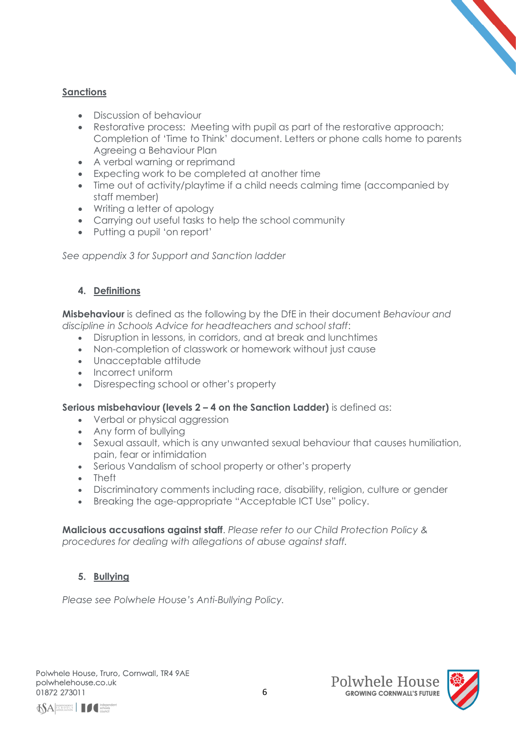**Sanctions**

- Discussion of behaviour
- Restorative process: Meeting with pupil as part of the restorative approach; Completion of 'Time to Think' document. Letters or phone calls home to parents Agreeing a Behaviour Plan
- A verbal warning or reprimand
- Expecting work to be completed at another time
- Time out of activity/playtime if a child needs calming time (accompanied by staff member)
- Writing a letter of apology
- Carrying out useful tasks to help the school community
- Putting a pupil 'on report'

*See appendix 3 for Support and Sanction ladder*

## 4. Definitions

**Misbehaviour** is defined as the following by the DfE in their document *Behaviour and discipline in Schools Advice for headteachers and school staff*:

- Disruption in lessons, in corridors, and at break and lunchtimes
- Non-completion of classwork or homework without just cause
- Unacceptable attitude
- Incorrect uniform
- Disrespecting school or other's property

**Serious misbehaviour (levels 2 – 4 on the Sanction Ladder)** is defined as:

- Verbal or physical aggression
- Any form of bullying
- Sexual assault, which is any unwanted sexual behaviour that causes humiliation, pain, fear or intimidation
- Serious Vandalism of school property or other's property
- Theft
- Discriminatory comments including race, disability, religion, culture or gender
- Breaking the age-appropriate "Acceptable ICT Use" policy.

**Malicious accusations against staff**. *Please refer to our Child Protection Policy & procedures for dealing with allegations of abuse against staff.*

## 5. Bullying

*Please see Polwhele House's Anti-Bullying Policy.*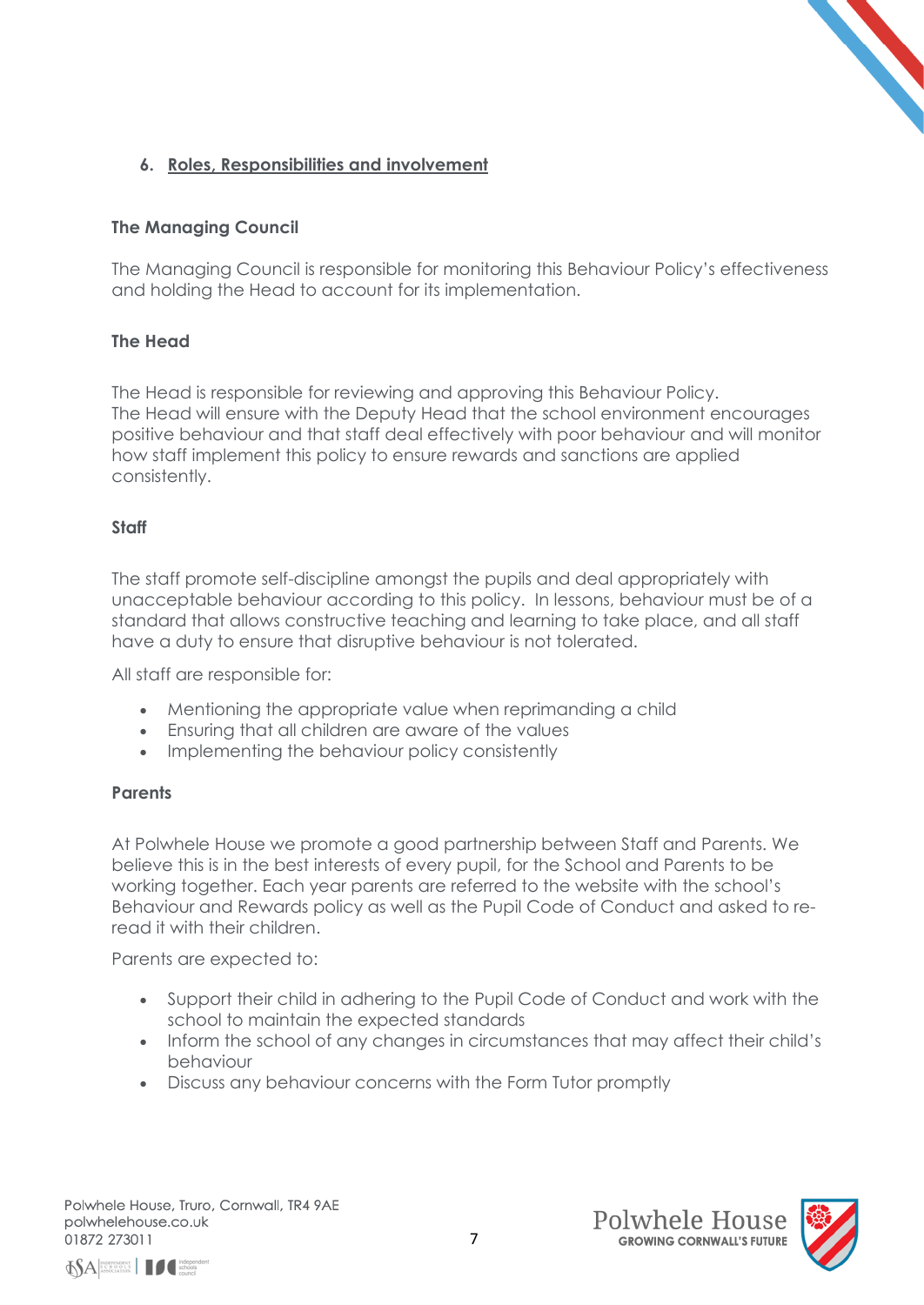## 6. Roles, Responsibilities and involvement

### The Managing Council

The Managing Council is responsible for monitoring this Behaviour Policy's effectiveness and holding the Head to account for its implementation.

### The Head

The Head is responsible for reviewing and approving this Behaviour Policy.
The Head will ensure with the Deputy Head that the school environment encourages positive behaviour and that staff deal effectively with poor behaviour and will monitor how staff implement this policy to ensure rewards and sanctions are applied consistently.

### Staff

The staff promote self-discipline amongst the pupils and deal appropriately with unacceptable behaviour according to this policy. In lessons, behaviour must be of a standard that allows constructive teaching and learning to take place, and all staff have a duty to ensure that disruptive behaviour is not tolerated.

All staff are responsible for:

- Mentioning the appropriate value when reprimanding a child
- Ensuring that all children are aware of the values
- Implementing the behaviour policy consistently

### Parents

At Polwhele House we promote a good partnership between Staff and Parents. We believe this is in the best interests of every pupil, for the School and Parents to be working together. Each year parents are referred to the website with the school's Behaviour and Rewards policy as well as the Pupil Code of Conduct and asked to re-read it with their children.

Parents are expected to:

- Support their child in adhering to the Pupil Code of Conduct and work with the school to maintain the expected standards
- Inform the school of any changes in circumstances that may affect their child's behaviour
- Discuss any behaviour concerns with the Form Tutor promptly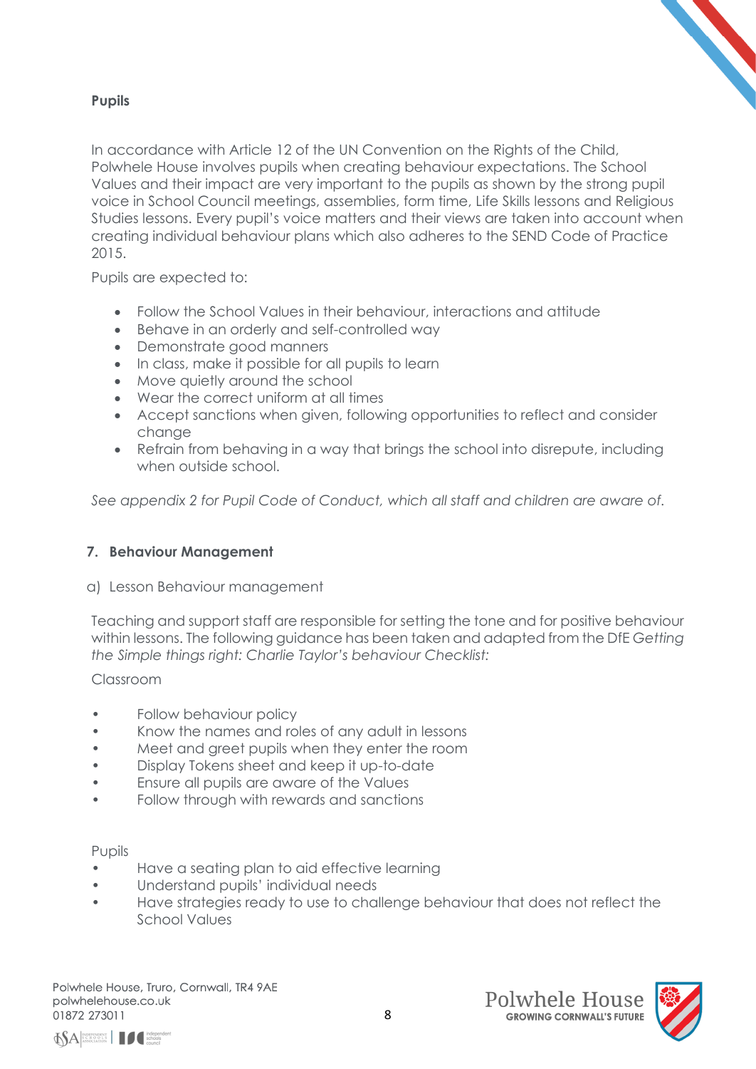**Pupils**

In accordance with Article 12 of the UN Convention on the Rights of the Child, Polwhele House involves pupils when creating behaviour expectations. The School Values and their impact are very important to the pupils as shown by the strong pupil voice in School Council meetings, assemblies, form time, Life Skills lessons and Religious Studies lessons. Every pupil's voice matters and their views are taken into account when creating individual behaviour plans which also adheres to the SEND Code of Practice 2015.

Pupils are expected to:

- Follow the School Values in their behaviour, interactions and attitude
- Behave in an orderly and self-controlled way
- Demonstrate good manners
- In class, make it possible for all pupils to learn
- Move quietly around the school
- Wear the correct uniform at all times
- Accept sanctions when given, following opportunities to reflect and consider change
- Refrain from behaving in a way that brings the school into disrepute, including when outside school.

*See appendix 2 for Pupil Code of Conduct, which all staff and children are aware of.*

## 7. Behaviour Management

a) Lesson Behaviour management

Teaching and support staff are responsible for setting the tone and for positive behaviour within lessons. The following guidance has been taken and adapted from the DfE *Getting the Simple things right: Charlie Taylor's behaviour Checklist:*

Classroom

- Follow behaviour policy
- Know the names and roles of any adult in lessons
- Meet and greet pupils when they enter the room
- Display Tokens sheet and keep it up-to-date
- Ensure all pupils are aware of the Values
- Follow through with rewards and sanctions

Pupils

- Have a seating plan to aid effective learning
- Understand pupils' individual needs
- Have strategies ready to use to challenge behaviour that does not reflect the School Values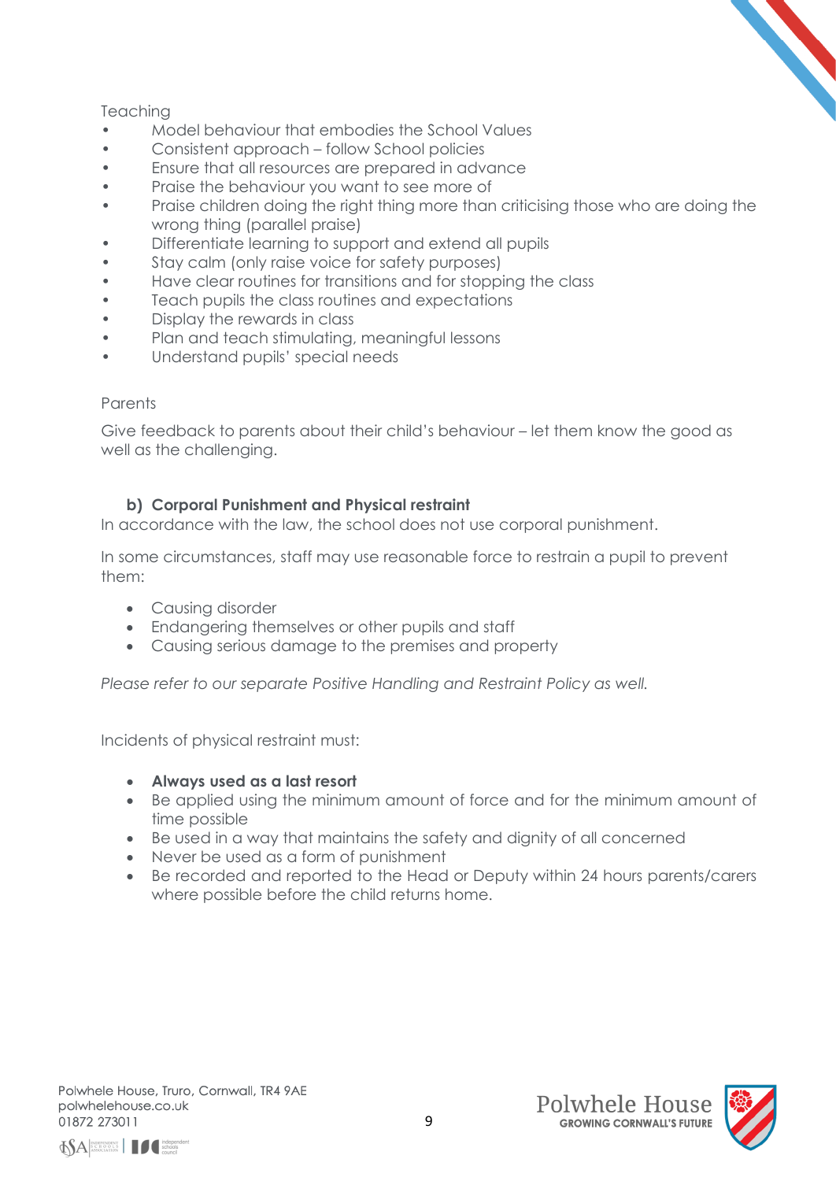Teaching

- Model behaviour that embodies the School Values
- Consistent approach – follow School policies
- Ensure that all resources are prepared in advance
- Praise the behaviour you want to see more of
- Praise children doing the right thing more than criticising those who are doing the wrong thing (parallel praise)
- Differentiate learning to support and extend all pupils
- Stay calm (only raise voice for safety purposes)
- Have clear routines for transitions and for stopping the class
- Teach pupils the class routines and expectations
- Display the rewards in class
- Plan and teach stimulating, meaningful lessons
- Understand pupils' special needs

Parents

Give feedback to parents about their child's behaviour – let them know the good as well as the challenging.

### b) Corporal Punishment and Physical restraint

In accordance with the law, the school does not use corporal punishment.

In some circumstances, staff may use reasonable force to restrain a pupil to prevent them:

- Causing disorder
- Endangering themselves or other pupils and staff
- Causing serious damage to the premises and property

*Please refer to our separate Positive Handling and Restraint Policy as well.*

Incidents of physical restraint must:

- **Always used as a last resort**
- Be applied using the minimum amount of force and for the minimum amount of time possible
- Be used in a way that maintains the safety and dignity of all concerned
- Never be used as a form of punishment
- Be recorded and reported to the Head or Deputy within 24 hours parents/carers where possible before the child returns home.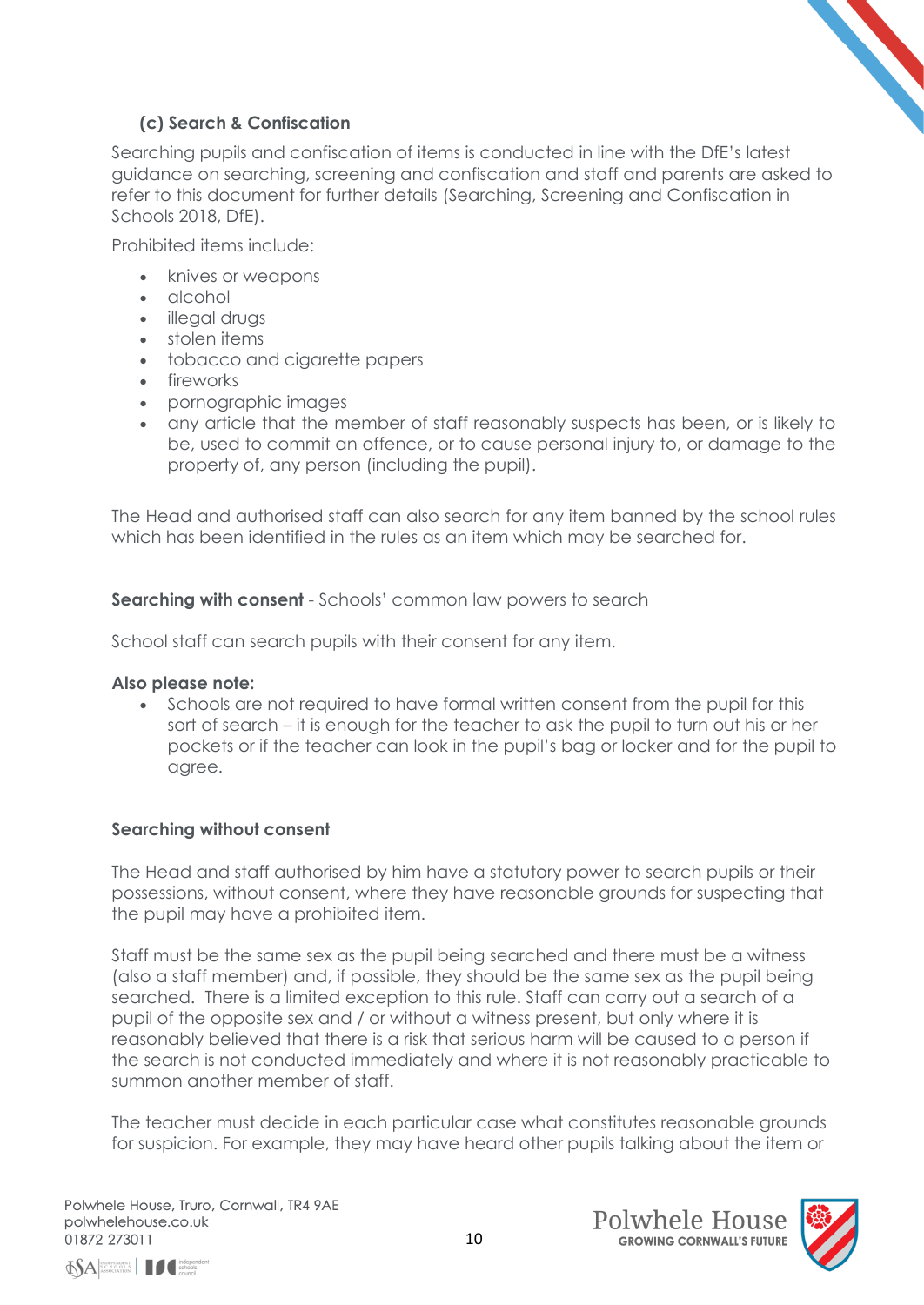### (c) Search & Confiscation

Searching pupils and confiscation of items is conducted in line with the DfE's latest guidance on searching, screening and confiscation and staff and parents are asked to refer to this document for further details (Searching, Screening and Confiscation in Schools 2018, DfE).

Prohibited items include:

- knives or weapons
- alcohol
- illegal drugs
- stolen items
- tobacco and cigarette papers
- fireworks
- pornographic images
- any article that the member of staff reasonably suspects has been, or is likely to be, used to commit an offence, or to cause personal injury to, or damage to the property of, any person (including the pupil).

The Head and authorised staff can also search for any item banned by the school rules which has been identified in the rules as an item which may be searched for.

**Searching with consent** - Schools' common law powers to search

School staff can search pupils with their consent for any item.

**Also please note:**

- Schools are not required to have formal written consent from the pupil for this sort of search – it is enough for the teacher to ask the pupil to turn out his or her pockets or if the teacher can look in the pupil's bag or locker and for the pupil to agree.

**Searching without consent**

The Head and staff authorised by him have a statutory power to search pupils or their possessions, without consent, where they have reasonable grounds for suspecting that the pupil may have a prohibited item.

Staff must be the same sex as the pupil being searched and there must be a witness (also a staff member) and, if possible, they should be the same sex as the pupil being searched. There is a limited exception to this rule. Staff can carry out a search of a pupil of the opposite sex and / or without a witness present, but only where it is reasonably believed that there is a risk that serious harm will be caused to a person if the search is not conducted immediately and where it is not reasonably practicable to summon another member of staff.

The teacher must decide in each particular case what constitutes reasonable grounds for suspicion. For example, they may have heard other pupils talking about the item or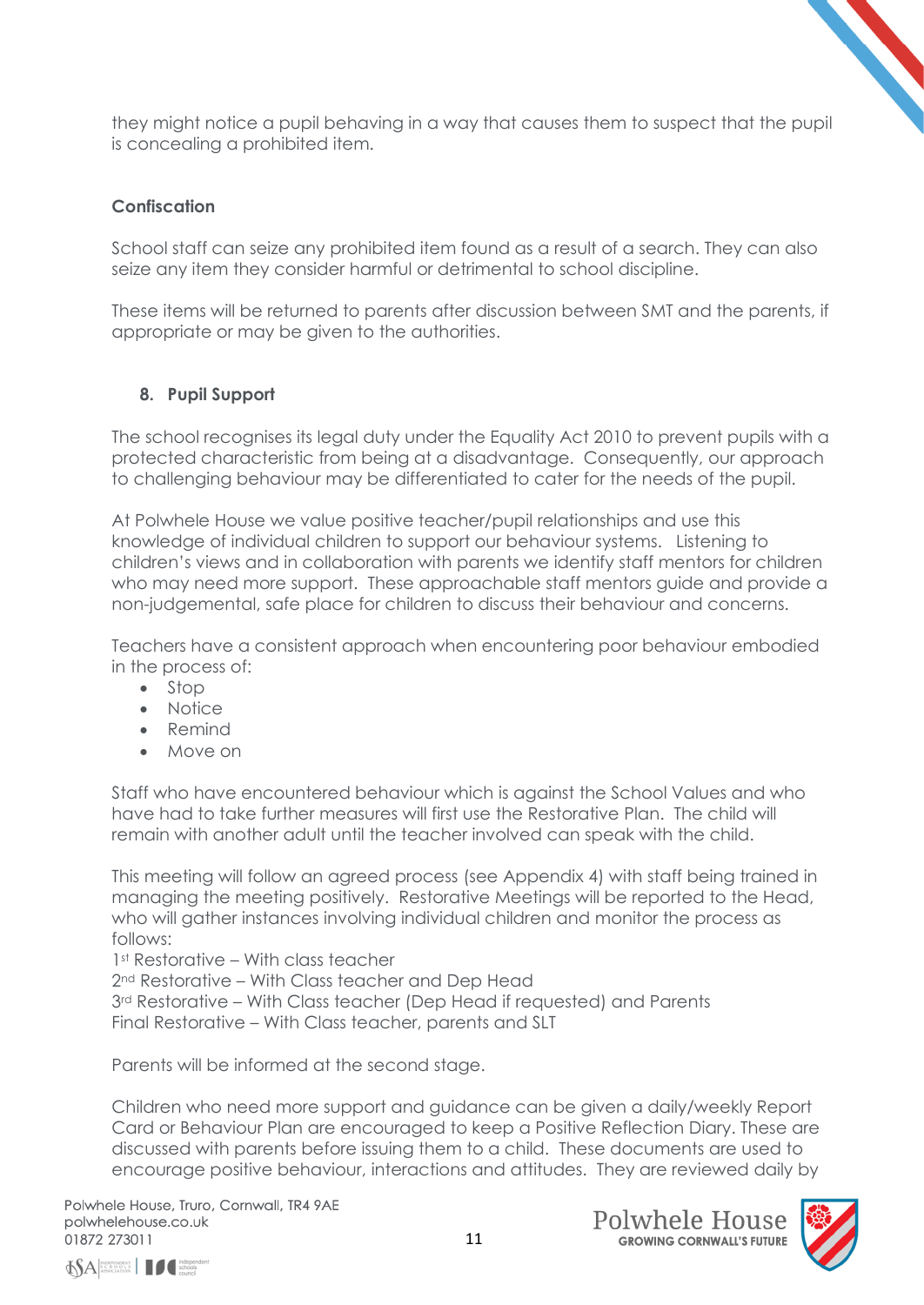they might notice a pupil behaving in a way that causes them to suspect that the pupil is concealing a prohibited item.

**Confiscation**

School staff can seize any prohibited item found as a result of a search. They can also seize any item they consider harmful or detrimental to school discipline.

These items will be returned to parents after discussion between SMT and the parents, if appropriate or may be given to the authorities.

## 8. Pupil Support

The school recognises its legal duty under the Equality Act 2010 to prevent pupils with a protected characteristic from being at a disadvantage. Consequently, our approach to challenging behaviour may be differentiated to cater for the needs of the pupil.

At Polwhele House we value positive teacher/pupil relationships and use this knowledge of individual children to support our behaviour systems. Listening to children's views and in collaboration with parents we identify staff mentors for children who may need more support. These approachable staff mentors guide and provide a non-judgemental, safe place for children to discuss their behaviour and concerns.

Teachers have a consistent approach when encountering poor behaviour embodied in the process of:

- Stop
- Notice
- Remind
- Move on

Staff who have encountered behaviour which is against the School Values and who have had to take further measures will first use the Restorative Plan. The child will remain with another adult until the teacher involved can speak with the child.

This meeting will follow an agreed process (see Appendix 4) with staff being trained in managing the meeting positively. Restorative Meetings will be reported to the Head, who will gather instances involving individual children and monitor the process as follows:

1st Restorative – With class teacher
2nd Restorative – With Class teacher and Dep Head
3rd Restorative – With Class teacher (Dep Head if requested) and Parents
Final Restorative – With Class teacher, parents and SLT

Parents will be informed at the second stage.

Children who need more support and guidance can be given a daily/weekly Report Card or Behaviour Plan are encouraged to keep a Positive Reflection Diary. These are discussed with parents before issuing them to a child. These documents are used to encourage positive behaviour, interactions and attitudes. They are reviewed daily by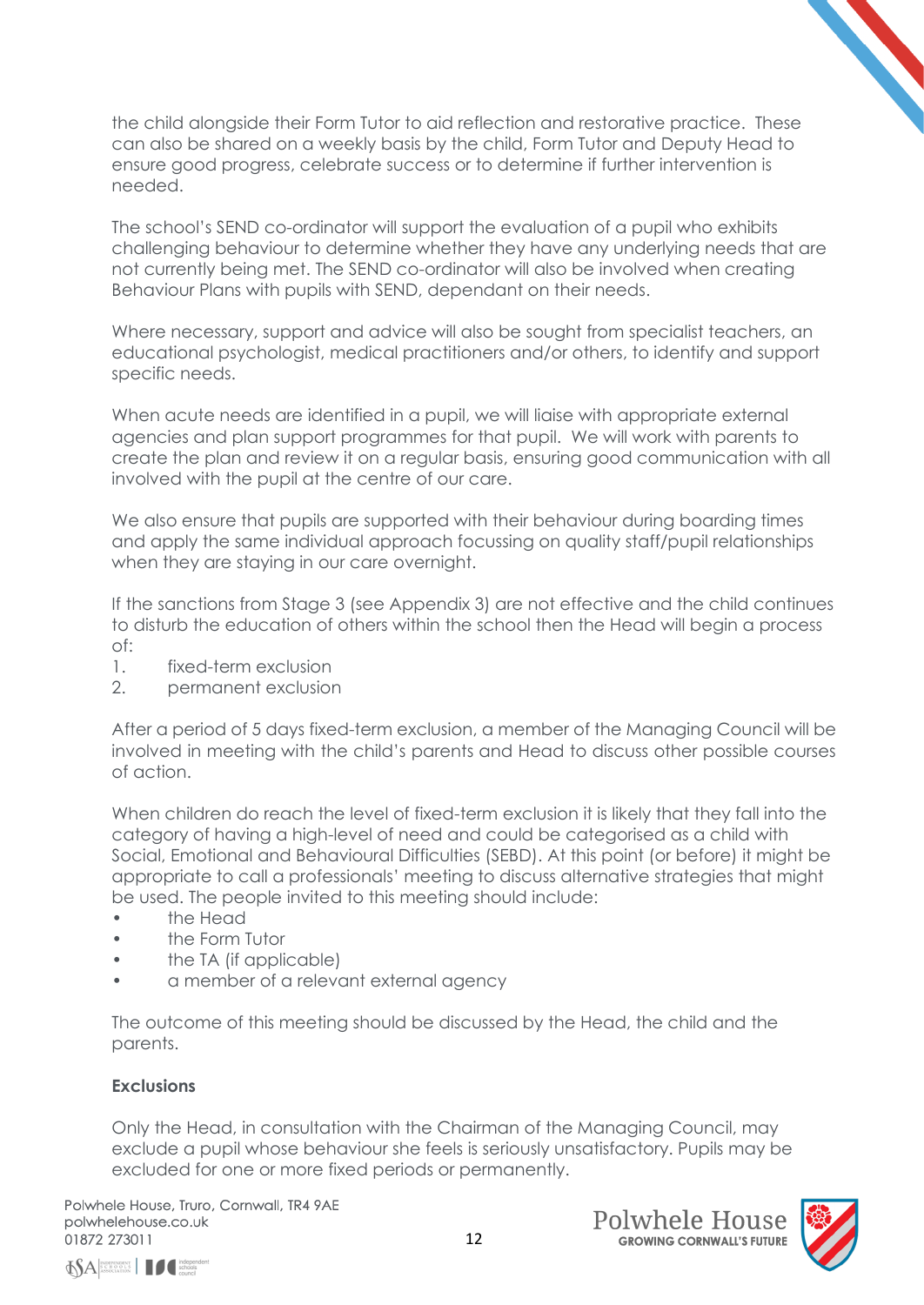the child alongside their Form Tutor to aid reflection and restorative practice. These can also be shared on a weekly basis by the child, Form Tutor and Deputy Head to ensure good progress, celebrate success or to determine if further intervention is needed.

The school's SEND co-ordinator will support the evaluation of a pupil who exhibits challenging behaviour to determine whether they have any underlying needs that are not currently being met. The SEND co-ordinator will also be involved when creating Behaviour Plans with pupils with SEND, dependant on their needs.

Where necessary, support and advice will also be sought from specialist teachers, an educational psychologist, medical practitioners and/or others, to identify and support specific needs.

When acute needs are identified in a pupil, we will liaise with appropriate external agencies and plan support programmes for that pupil. We will work with parents to create the plan and review it on a regular basis, ensuring good communication with all involved with the pupil at the centre of our care.

We also ensure that pupils are supported with their behaviour during boarding times and apply the same individual approach focussing on quality staff/pupil relationships when they are staying in our care overnight.

If the sanctions from Stage 3 (see Appendix 3) are not effective and the child continues to disturb the education of others within the school then the Head will begin a process of:

1. fixed-term exclusion
2. permanent exclusion

After a period of 5 days fixed-term exclusion, a member of the Managing Council will be involved in meeting with the child's parents and Head to discuss other possible courses of action.

When children do reach the level of fixed-term exclusion it is likely that they fall into the category of having a high-level of need and could be categorised as a child with Social, Emotional and Behavioural Difficulties (SEBD). At this point (or before) it might be appropriate to call a professionals' meeting to discuss alternative strategies that might be used. The people invited to this meeting should include:

- the Head
- the Form Tutor
- the TA (if applicable)
- a member of a relevant external agency

The outcome of this meeting should be discussed by the Head, the child and the parents.

**Exclusions**

Only the Head, in consultation with the Chairman of the Managing Council, may exclude a pupil whose behaviour she feels is seriously unsatisfactory. Pupils may be excluded for one or more fixed periods or permanently.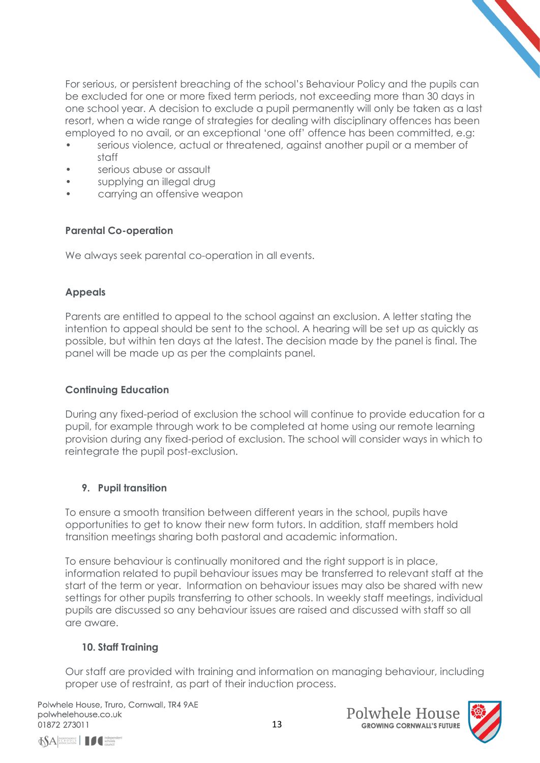For serious, or persistent breaching of the school's Behaviour Policy and the pupils can be excluded for one or more fixed term periods, not exceeding more than 30 days in one school year. A decision to exclude a pupil permanently will only be taken as a last resort, when a wide range of strategies for dealing with disciplinary offences has been employed to no avail, or an exceptional 'one off' offence has been committed, e.g:

- serious violence, actual or threatened, against another pupil or a member of staff
- serious abuse or assault
- supplying an illegal drug
- carrying an offensive weapon

**Parental Co-operation**

We always seek parental co-operation in all events.

**Appeals**

Parents are entitled to appeal to the school against an exclusion. A letter stating the intention to appeal should be sent to the school. A hearing will be set up as quickly as possible, but within ten days at the latest. The decision made by the panel is final. The panel will be made up as per the complaints panel.

**Continuing Education**

During any fixed-period of exclusion the school will continue to provide education for a pupil, for example through work to be completed at home using our remote learning provision during any fixed-period of exclusion. The school will consider ways in which to reintegrate the pupil post-exclusion.

## 9. Pupil transition

To ensure a smooth transition between different years in the school, pupils have opportunities to get to know their new form tutors. In addition, staff members hold transition meetings sharing both pastoral and academic information.

To ensure behaviour is continually monitored and the right support is in place, information related to pupil behaviour issues may be transferred to relevant staff at the start of the term or year. Information on behaviour issues may also be shared with new settings for other pupils transferring to other schools. In weekly staff meetings, individual pupils are discussed so any behaviour issues are raised and discussed with staff so all are aware.

## 10. Staff Training

Our staff are provided with training and information on managing behaviour, including proper use of restraint, as part of their induction process.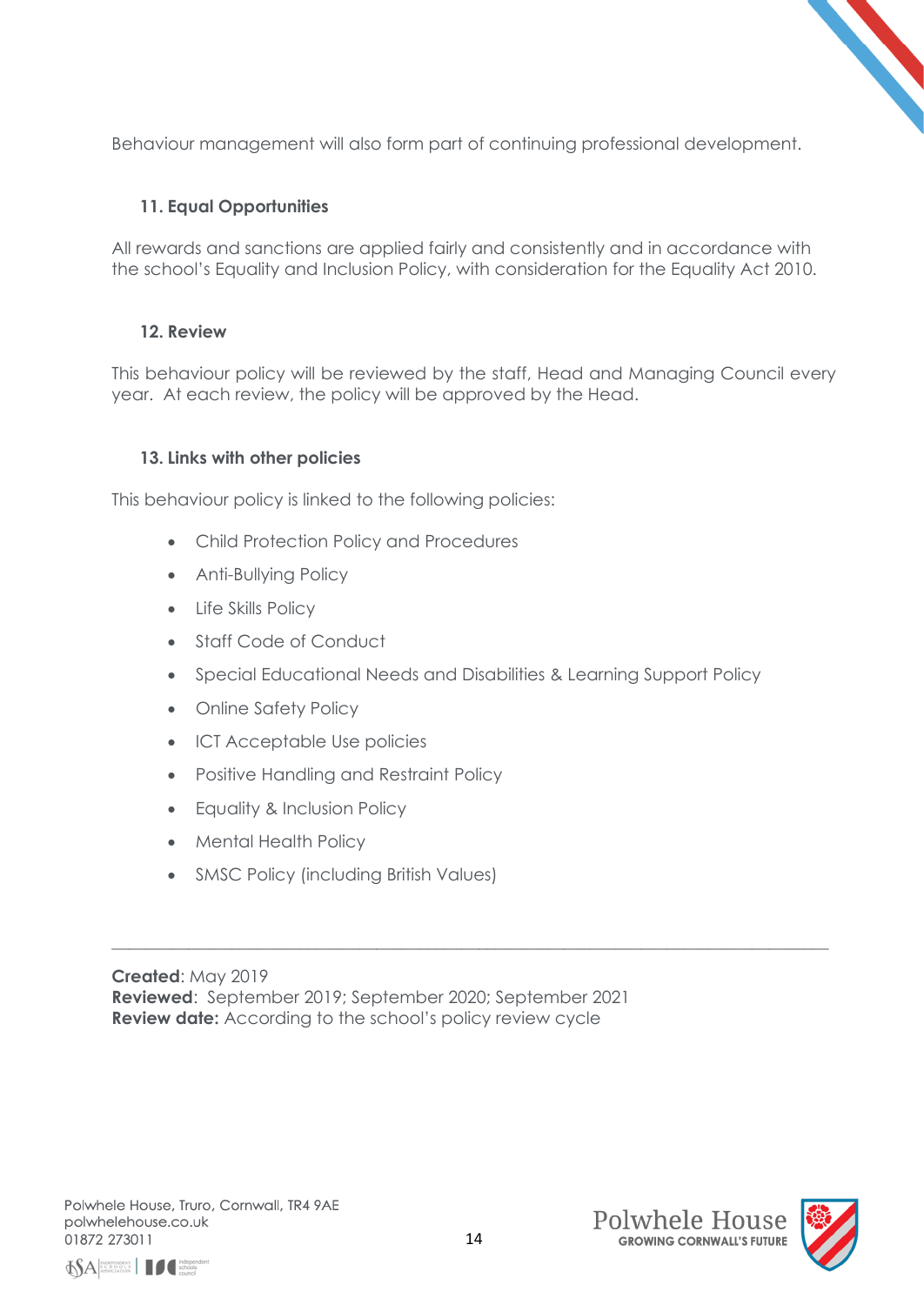Behaviour management will also form part of continuing professional development.

### 11. Equal Opportunities

All rewards and sanctions are applied fairly and consistently and in accordance with the school's Equality and Inclusion Policy, with consideration for the Equality Act 2010.

### 12. Review

This behaviour policy will be reviewed by the staff, Head and Managing Council every year. At each review, the policy will be approved by the Head.

### 13. Links with other policies

This behaviour policy is linked to the following policies:

- Child Protection Policy and Procedures
- Anti-Bullying Policy
- Life Skills Policy
- Staff Code of Conduct
- Special Educational Needs and Disabilities & Learning Support Policy
- Online Safety Policy
- ICT Acceptable Use policies
- Positive Handling and Restraint Policy
- Equality & Inclusion Policy
- Mental Health Policy
- SMSC Policy (including British Values)

---

**Created**: May 2019
**Reviewed**: September 2019; September 2020; September 2021
**Review date:** According to the school's policy review cycle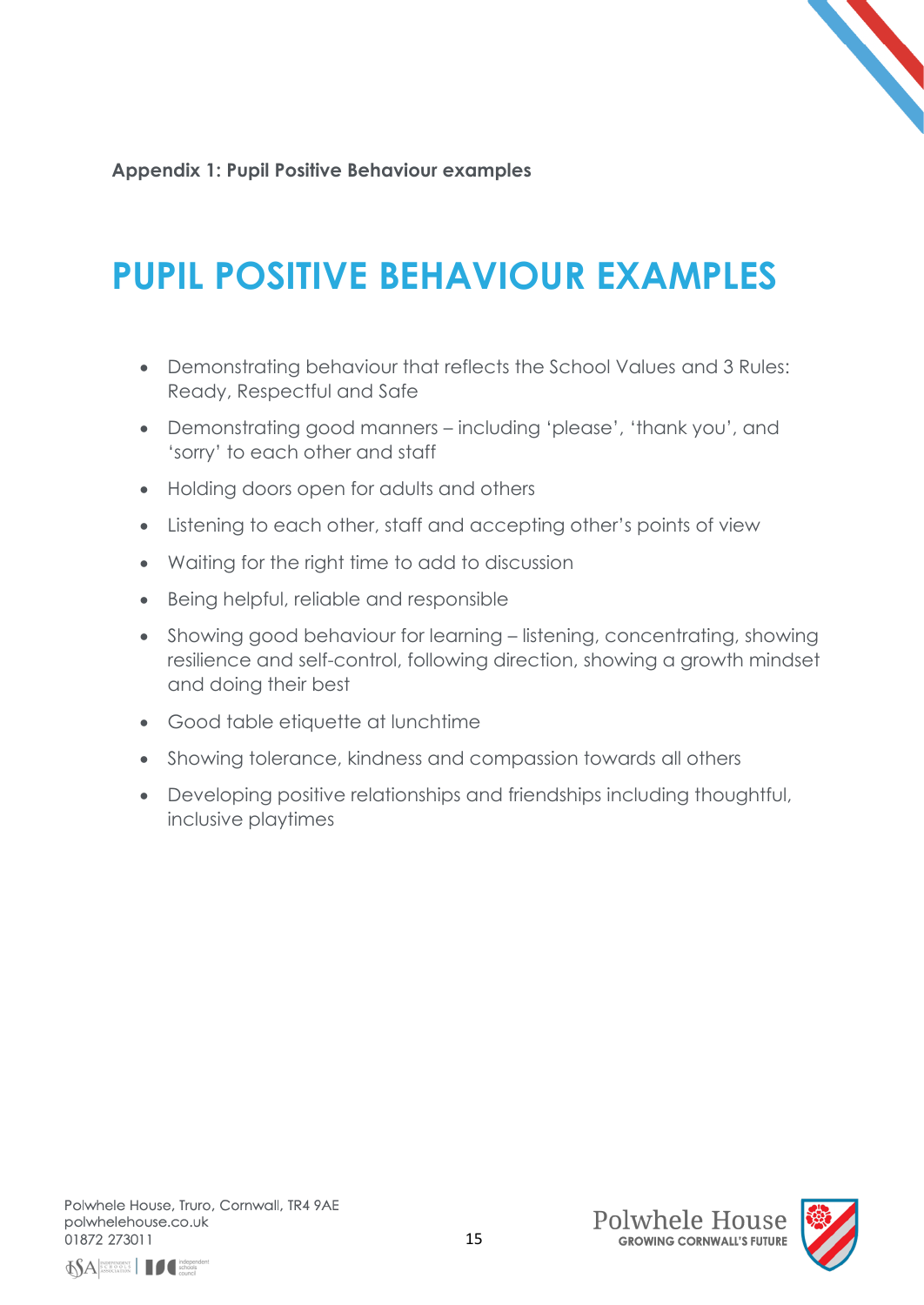**Appendix 1: Pupil Positive Behaviour examples**

# PUPIL POSITIVE BEHAVIOUR EXAMPLES

- Demonstrating behaviour that reflects the School Values and 3 Rules: Ready, Respectful and Safe
- Demonstrating good manners – including 'please', 'thank you', and 'sorry' to each other and staff
- Holding doors open for adults and others
- Listening to each other, staff and accepting other's points of view
- Waiting for the right time to add to discussion
- Being helpful, reliable and responsible
- Showing good behaviour for learning – listening, concentrating, showing resilience and self-control, following direction, showing a growth mindset and doing their best
- Good table etiquette at lunchtime
- Showing tolerance, kindness and compassion towards all others
- Developing positive relationships and friendships including thoughtful, inclusive playtimes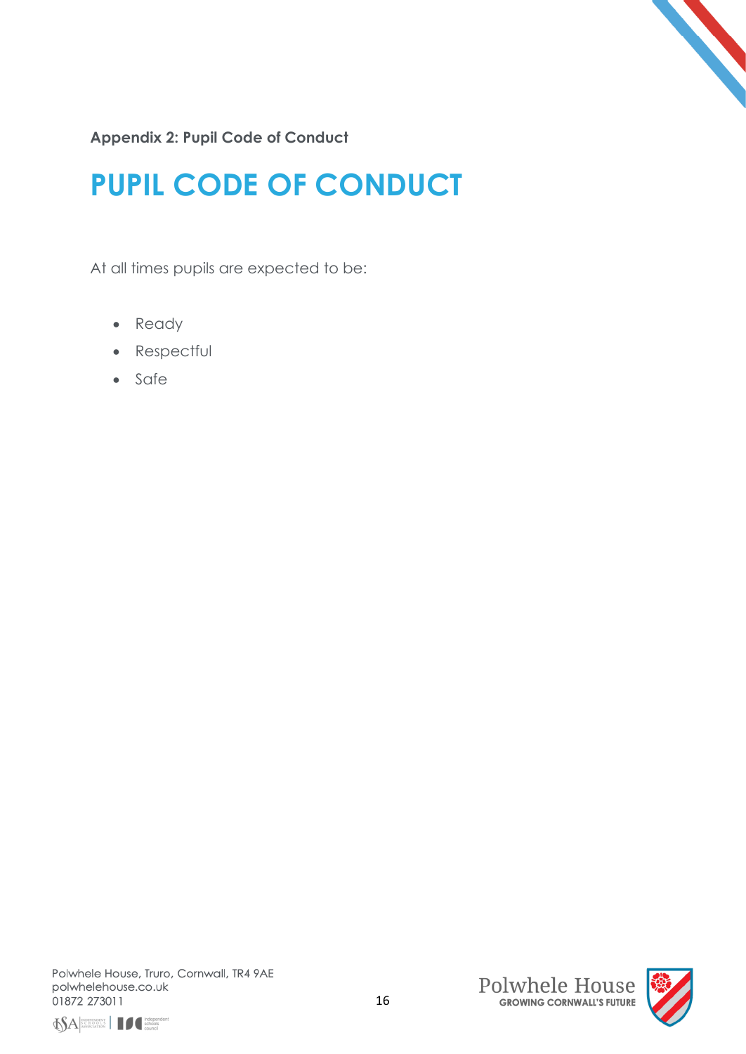**Appendix 2: Pupil Code of Conduct**

# PUPIL CODE OF CONDUCT

At all times pupils are expected to be:

- Ready
- Respectful
- Safe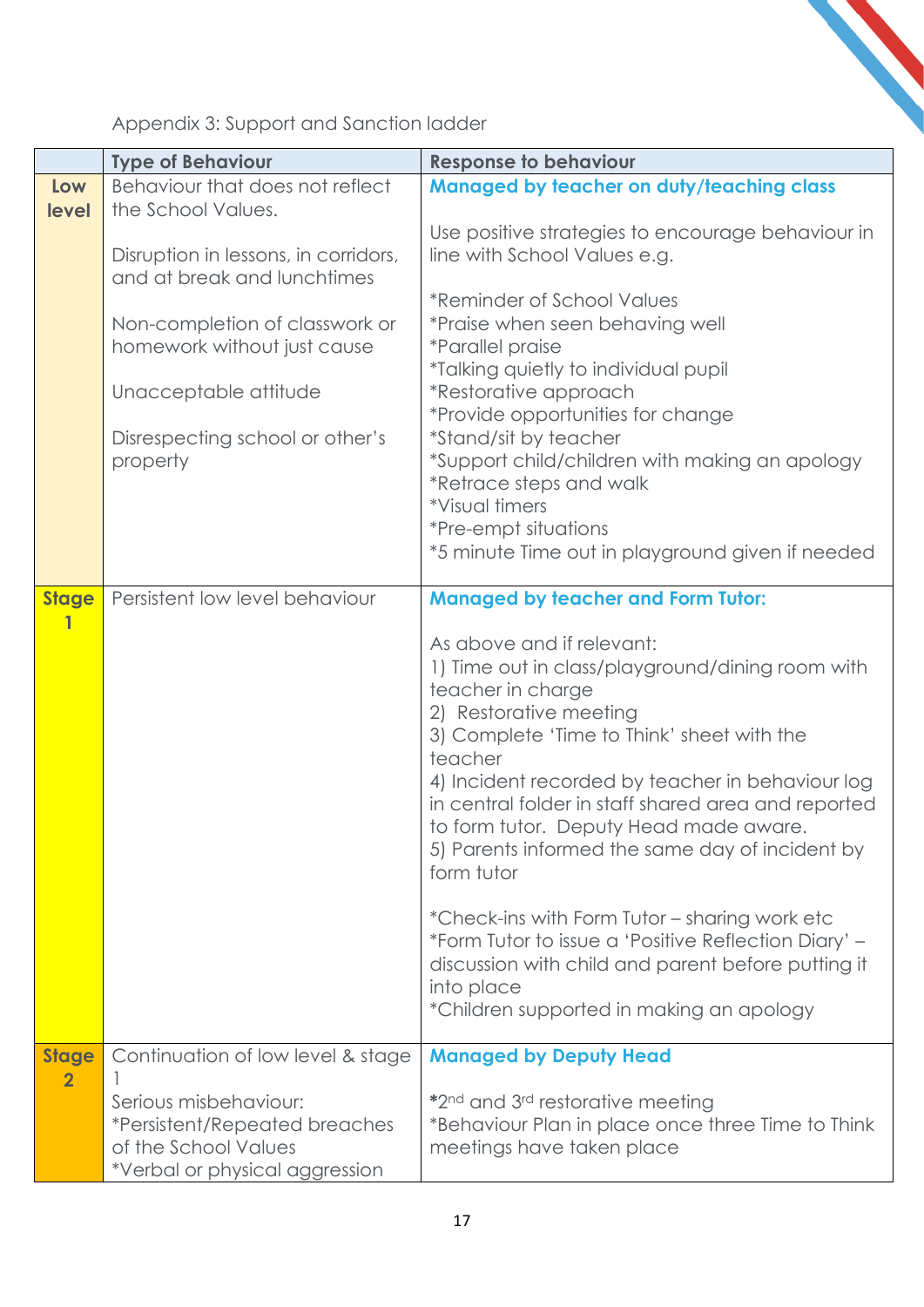Appendix 3: Support and Sanction ladder

| | Type of Behaviour | Response to behaviour |
|---|---|---|
| **Low level** | Behaviour that does not reflect the School Values.<br><br>Disruption in lessons, in corridors, and at break and lunchtimes<br><br>Non-completion of classwork or homework without just cause<br><br>Unacceptable attitude<br><br>Disrespecting school or other's property | **Managed by teacher on duty/teaching class**<br><br>Use positive strategies to encourage behaviour in line with School Values e.g.<br><br>*Reminder of School Values<br>*Praise when seen behaving well<br>*Parallel praise<br>*Talking quietly to individual pupil<br>*Restorative approach<br>*Provide opportunities for change<br>*Stand/sit by teacher<br>*Support child/children with making an apology<br>*Retrace steps and walk<br>*Visual timers<br>*Pre-empt situations<br>*5 minute Time out in playground given if needed |
| **Stage 1** | Persistent low level behaviour | **Managed by teacher and Form Tutor:**<br><br>As above and if relevant:<br>1) Time out in class/playground/dining room with teacher in charge<br>2) Restorative meeting<br>3) Complete 'Time to Think' sheet with the teacher<br>4) Incident recorded by teacher in behaviour log in central folder in staff shared area and reported to form tutor. Deputy Head made aware.<br>5) Parents informed the same day of incident by form tutor<br><br>*Check-ins with Form Tutor – sharing work etc<br>*Form Tutor to issue a 'Positive Reflection Diary' – discussion with child and parent before putting it into place<br>*Children supported in making an apology |
| **Stage 2** | Continuation of low level & stage 1<br>Serious misbehaviour:<br>*Persistent/Repeated breaches of the School Values<br>*Verbal or physical aggression | **Managed by Deputy Head**<br><br>*2nd and 3rd restorative meeting<br>*Behaviour Plan in place once three Time to Think meetings have taken place |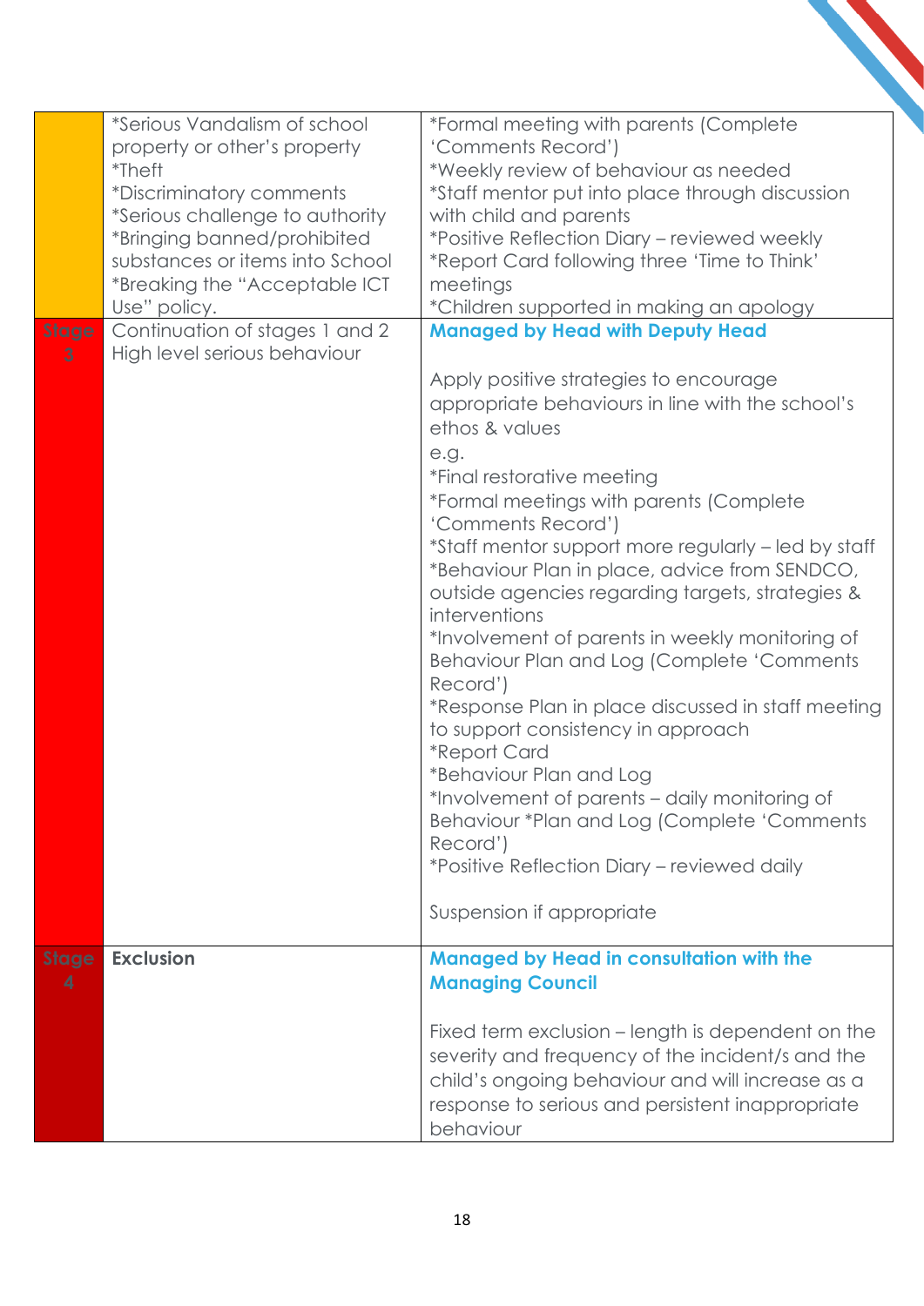| | | |
|---|---|---|
| | *Serious Vandalism of school property or other's property<br>*Theft<br>*Discriminatory comments<br>*Serious challenge to authority<br>*Bringing banned/prohibited substances or items into School<br>*Breaking the "Acceptable ICT Use" policy. | *Formal meeting with parents (Complete 'Comments Record')<br>*Weekly review of behaviour as needed<br>*Staff mentor put into place through discussion with child and parents<br>*Positive Reflection Diary – reviewed weekly<br>*Report Card following three 'Time to Think' meetings<br>*Children supported in making an apology |
| Stage 3 | Continuation of stages 1 and 2<br>High level serious behaviour | **Managed by Head with Deputy Head**<br><br>Apply positive strategies to encourage appropriate behaviours in line with the school's ethos & values<br>e.g.<br>*Final restorative meeting<br>*Formal meetings with parents (Complete 'Comments Record')<br>*Staff mentor support more regularly – led by staff<br>*Behaviour Plan in place, advice from SENDCO, outside agencies regarding targets, strategies & interventions<br>*Involvement of parents in weekly monitoring of Behaviour Plan and Log (Complete 'Comments Record')<br>*Response Plan in place discussed in staff meeting to support consistency in approach<br>*Report Card<br>*Behaviour Plan and Log<br>*Involvement of parents – daily monitoring of Behaviour *Plan and Log (Complete 'Comments Record')<br>*Positive Reflection Diary – reviewed daily<br><br>Suspension if appropriate |
| Stage 4 | **Exclusion** | **Managed by Head in consultation with the Managing Council**<br><br>Fixed term exclusion – length is dependent on the severity and frequency of the incident/s and the child's ongoing behaviour and will increase as a response to serious and persistent inappropriate behaviour |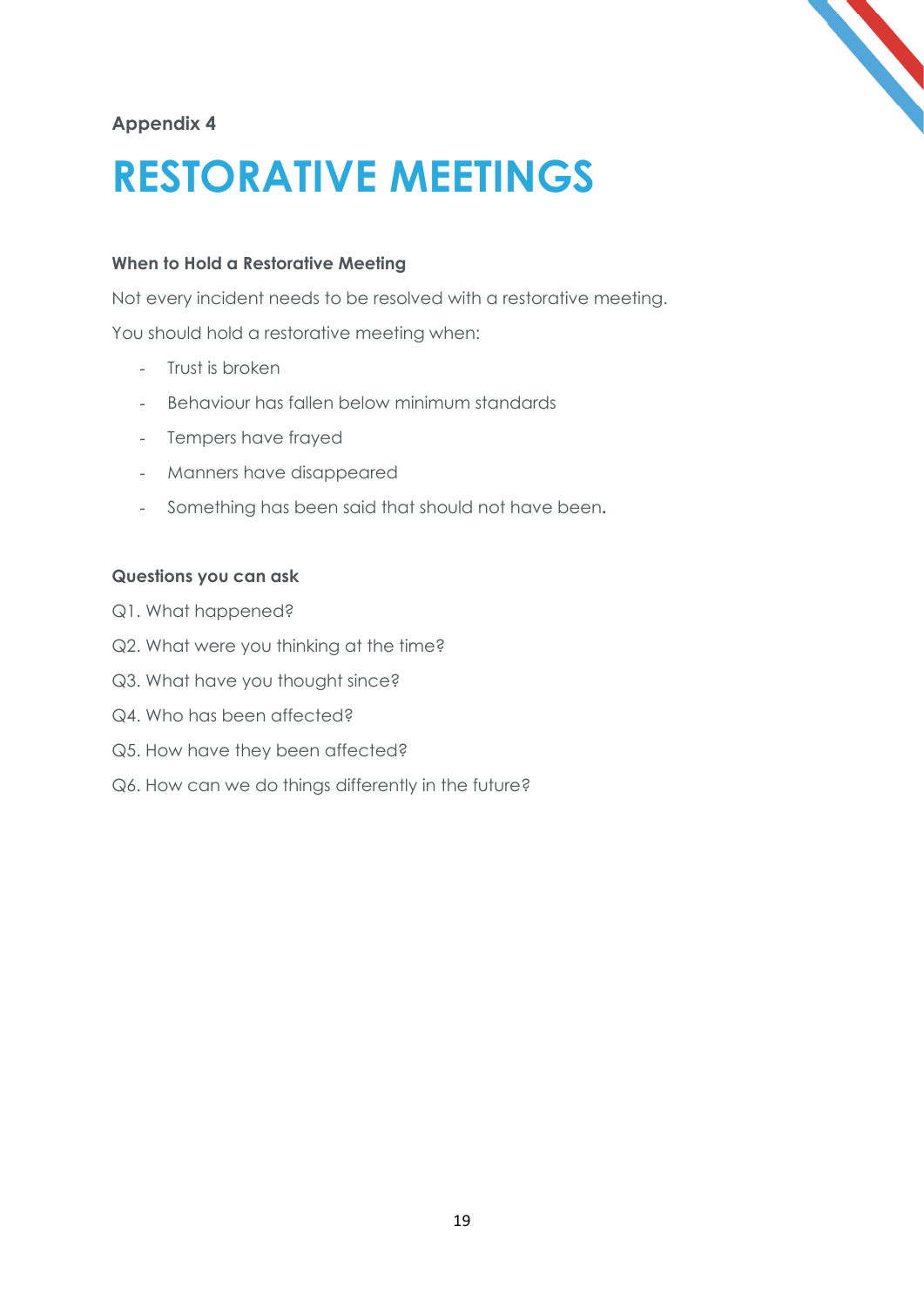**Appendix 4**

# RESTORATIVE MEETINGS

### When to Hold a Restorative Meeting

Not every incident needs to be resolved with a restorative meeting.

You should hold a restorative meeting when:

- Trust is broken
- Behaviour has fallen below minimum standards
- Tempers have frayed
- Manners have disappeared
- Something has been said that should not have been.

### Questions you can ask

Q1. What happened?

Q2. What were you thinking at the time?

Q3. What have you thought since?

Q4. Who has been affected?

Q5. How have they been affected?

Q6. How can we do things differently in the future?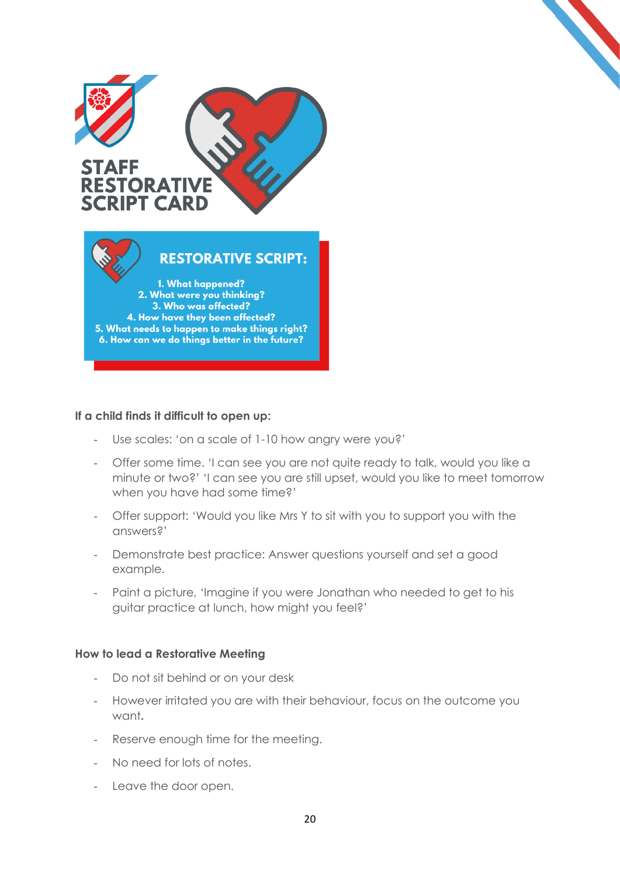# STAFF RESTORATIVE SCRIPT CARD

## RESTORATIVE SCRIPT:

1. What happened?
2. What were you thinking?
3. Who was affected?
4. How have they been affected?
5. What needs to happen to make things right?
6. How can we do things better in the future?

**If a child finds it difficult to open up:**

- Use scales: 'on a scale of 1-10 how angry were you?'
- Offer some time. 'I can see you are not quite ready to talk, would you like a minute or two?' 'I can see you are still upset, would you like to meet tomorrow when you have had some time?'
- Offer support: 'Would you like Mrs Y to sit with you to support you with the answers?'
- Demonstrate best practice: Answer questions yourself and set a good example.
- Paint a picture, 'Imagine if you were Jonathan who needed to get to his guitar practice at lunch, how might you feel?'

**How to lead a Restorative Meeting**

- Do not sit behind or on your desk
- However irritated you are with their behaviour, focus on the outcome you want.
- Reserve enough time for the meeting.
- No need for lots of notes.
- Leave the door open.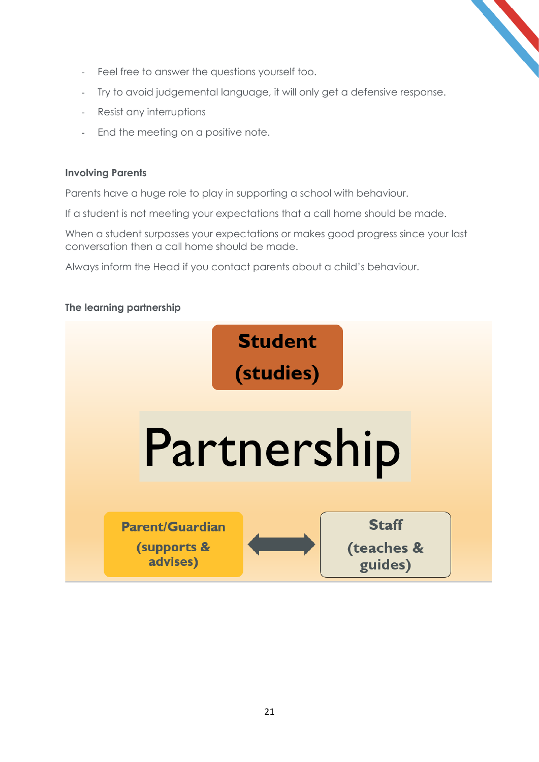- Feel free to answer the questions yourself too.
- Try to avoid judgemental language, it will only get a defensive response.
- Resist any interruptions
- End the meeting on a positive note.

**Involving Parents**

Parents have a huge role to play in supporting a school with behaviour.

If a student is not meeting your expectations that a call home should be made.

When a student surpasses your expectations or makes good progress since your last conversation then a call home should be made.

Always inform the Head if you contact parents about a child's behaviour.

**The learning partnership**

Student (studies)

Partnership

Parent/Guardian (supports & advises)

Staff (teaches & guides)